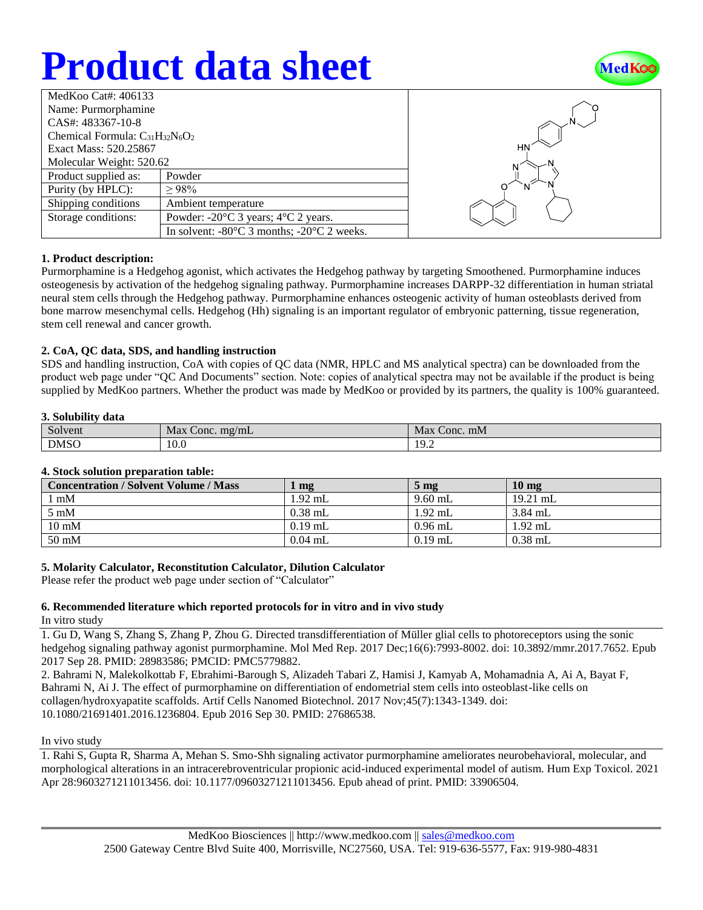# Product data sheet

| MedKoo Cat#: 406133 | |
|---|---|
| Name: Purmorphamine | |
| CAS#: 483367-10-8 | |
| Chemical Formula: $C_{31}H_{32}N_6O_2$ | |
| Exact Mass: 520.25867 | |
| Molecular Weight: 520.62 | |
| Product supplied as: | Powder |
| Purity (by HPLC): | ≥ 98% |
| Shipping conditions | Ambient temperature |
| Storage conditions: | Powder: -20°C 3 years; 4°C 2 years. |
| | In solvent: -80°C 3 months; -20°C 2 weeks. |

### 1. Product description:

Purmorphamine is a Hedgehog agonist, which activates the Hedgehog pathway by targeting Smoothened. Purmorphamine induces osteogenesis by activation of the hedgehog signaling pathway. Purmorphamine increases DARPP-32 differentiation in human striatal neural stem cells through the Hedgehog pathway. Purmorphamine enhances osteogenic activity of human osteoblasts derived from bone marrow mesenchymal cells. Hedgehog (Hh) signaling is an important regulator of embryonic patterning, tissue regeneration, stem cell renewal and cancer growth.

### 2. CoA, QC data, SDS, and handling instruction

SDS and handling instruction, CoA with copies of QC data (NMR, HPLC and MS analytical spectra) can be downloaded from the product web page under "QC And Documents" section. Note: copies of analytical spectra may not be available if the product is being supplied by MedKoo partners. Whether the product was made by MedKoo or provided by its partners, the quality is 100% guaranteed.

### 3. Solubility data

| Solvent | Max Conc. mg/mL | Max Conc. mM |
|---|---|---|
| DMSO | 10.0 | 19.2 |

### 4. Stock solution preparation table:

| Concentration / Solvent Volume / Mass | 1 mg | 5 mg | 10 mg |
|---|---|---|---|
| 1 mM | 1.92 mL | 9.60 mL | 19.21 mL |
| 5 mM | 0.38 mL | 1.92 mL | 3.84 mL |
| 10 mM | 0.19 mL | 0.96 mL | 1.92 mL |
| 50 mM | 0.04 mL | 0.19 mL | 0.38 mL |

### 5. Molarity Calculator, Reconstitution Calculator, Dilution Calculator

Please refer the product web page under section of "Calculator"

### 6. Recommended literature which reported protocols for in vitro and in vivo study

In vitro study

1. Gu D, Wang S, Zhang S, Zhang P, Zhou G. Directed transdifferentiation of Müller glial cells to photoreceptors using the sonic hedgehog signaling pathway agonist purmorphamine. Mol Med Rep. 2017 Dec;16(6):7993-8002. doi: 10.3892/mmr.2017.7652. Epub 2017 Sep 28. PMID: 28983586; PMCID: PMC5779882.
2. Bahrami N, Malekolkottab F, Ebrahimi-Barough S, Alizadeh Tabari Z, Hamisi J, Kamyab A, Mohamadnia A, Ai A, Bayat F, Bahrami N, Ai J. The effect of purmorphamine on differentiation of endometrial stem cells into osteoblast-like cells on collagen/hydroxyapatite scaffolds. Artif Cells Nanomed Biotechnol. 2017 Nov;45(7):1343-1349. doi: 10.1080/21691401.2016.1236804. Epub 2016 Sep 30. PMID: 27686538.

In vivo study

1. Rahi S, Gupta R, Sharma A, Mehan S. Smo-Shh signaling activator purmorphamine ameliorates neurobehavioral, molecular, and morphological alterations in an intracerebroventricular propionic acid-induced experimental model of autism. Hum Exp Toxicol. 2021 Apr 28:9603271211013456. doi: 10.1177/09603271211013456. Epub ahead of print. PMID: 33906504.

MedKoo Biosciences || http://www.medkoo.com || sales@medkoo.com
2500 Gateway Centre Blvd Suite 400, Morrisville, NC27560, USA. Tel: 919-636-5577, Fax: 919-980-4831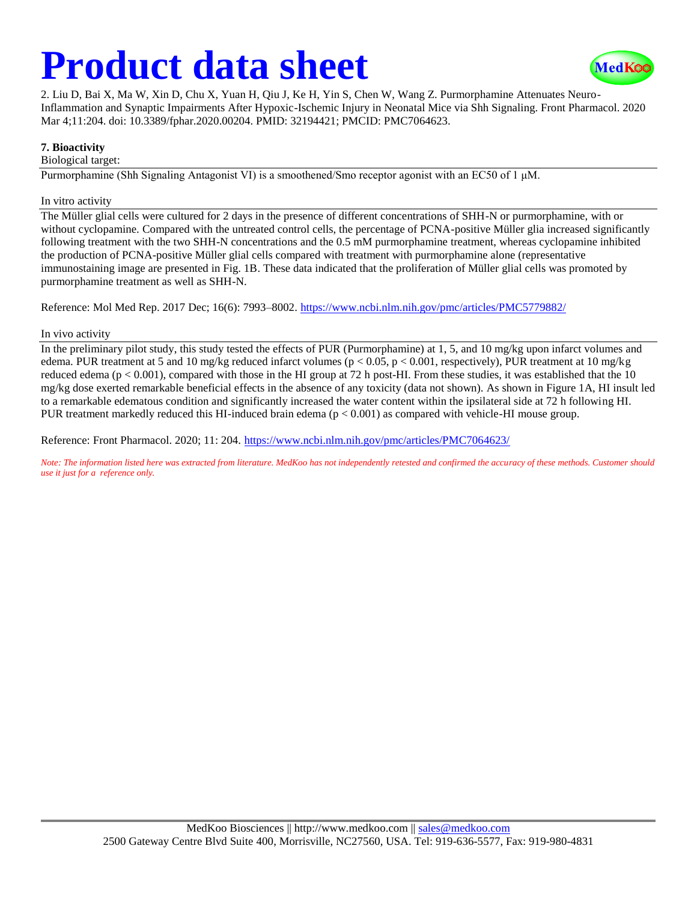2. Liu D, Bai X, Ma W, Xin D, Chu X, Yuan H, Qiu J, Ke H, Yin S, Chen W, Wang Z. Purmorphamine Attenuates Neuro-Inflammation and Synaptic Impairments After Hypoxic-Ischemic Injury in Neonatal Mice via Shh Signaling. Front Pharmacol. 2020 Mar 4;11:204. doi: 10.3389/fphar.2020.00204. PMID: 32194421; PMCID: PMC7064623.

**7. Bioactivity**

Biological target:

Purmorphamine (Shh Signaling Antagonist VI) is a smoothened/Smo receptor agonist with an EC50 of 1 μM.

In vitro activity

The Müller glial cells were cultured for 2 days in the presence of different concentrations of SHH-N or purmorphamine, with or without cyclopamine. Compared with the untreated control cells, the percentage of PCNA-positive Müller glia increased significantly following treatment with the two SHH-N concentrations and the 0.5 mM purmorphamine treatment, whereas cyclopamine inhibited the production of PCNA-positive Müller glial cells compared with treatment with purmorphamine alone (representative immunostaining image are presented in Fig. 1B. These data indicated that the proliferation of Müller glial cells was promoted by purmorphamine treatment as well as SHH-N.

Reference: Mol Med Rep. 2017 Dec; 16(6): 7993–8002. https://www.ncbi.nlm.nih.gov/pmc/articles/PMC5779882/

In vivo activity

In the preliminary pilot study, this study tested the effects of PUR (Purmorphamine) at 1, 5, and 10 mg/kg upon infarct volumes and edema. PUR treatment at 5 and 10 mg/kg reduced infarct volumes ($p < 0.05$, $p < 0.001$, respectively), PUR treatment at 10 mg/kg reduced edema ($p < 0.001$), compared with those in the HI group at 72 h post-HI. From these studies, it was established that the 10 mg/kg dose exerted remarkable beneficial effects in the absence of any toxicity (data not shown). As shown in Figure 1A, HI insult led to a remarkable edematous condition and significantly increased the water content within the ipsilateral side at 72 h following HI. PUR treatment markedly reduced this HI-induced brain edema ($p < 0.001$) as compared with vehicle-HI mouse group.

Reference: Front Pharmacol. 2020; 11: 204. https://www.ncbi.nlm.nih.gov/pmc/articles/PMC7064623/

*Note: The information listed here was extracted from literature. MedKoo has not independently retested and confirmed the accuracy of these methods. Customer should use it just for a reference only.*